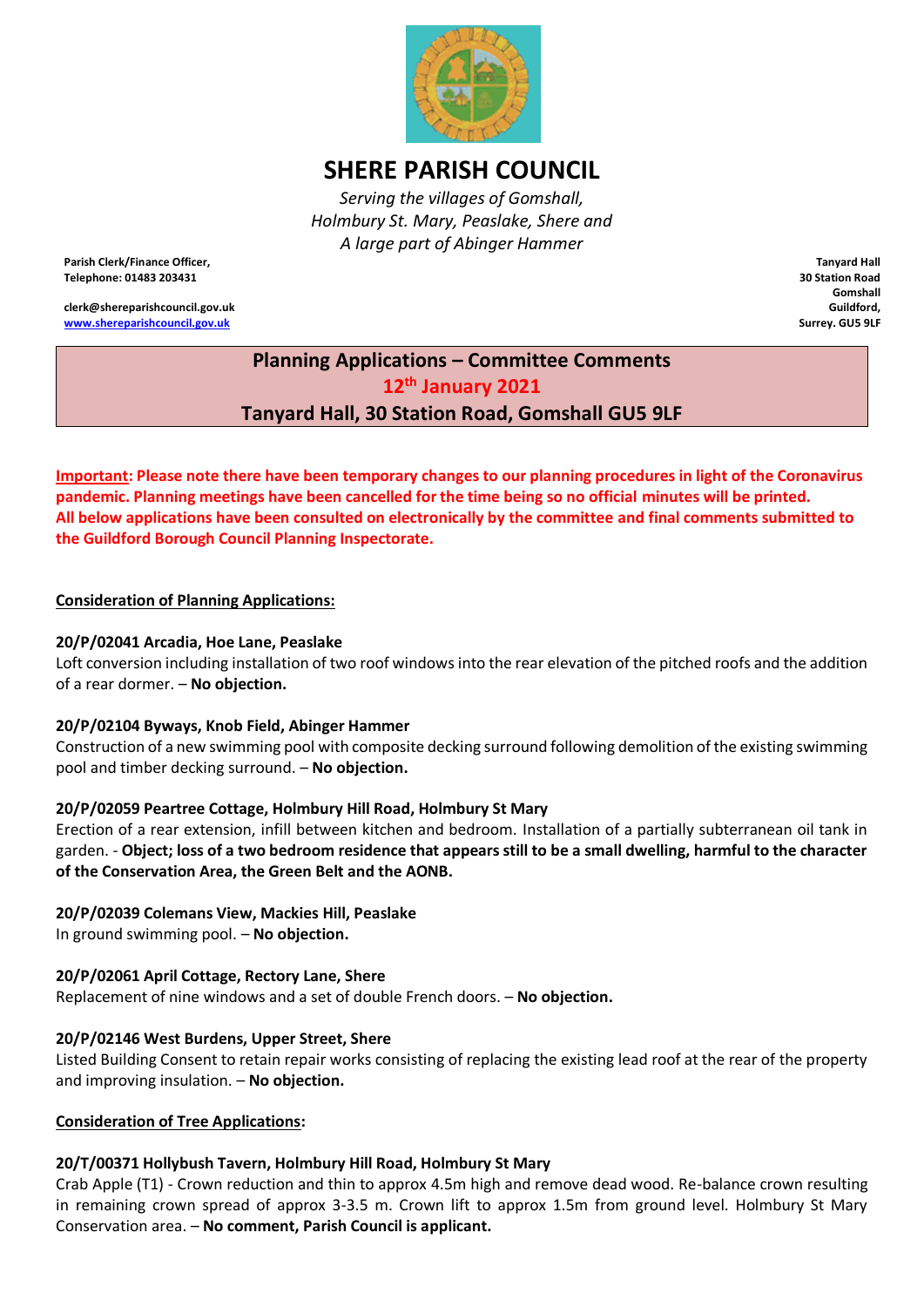# SHERE PARISH COUNCIL

*Serving the villages of Gomshall, Holmbury St. Mary, Peaslake, Shere and A large part of Abinger Hammer*

**Parish Clerk/Finance Officer,**
**Telephone: 01483 203431**

**clerk@shereparishcouncil.gov.uk**
**www.shereparishcouncil.gov.uk**

**Tanyard Hall**
**30 Station Road**
**Gomshall**
**Guildford,**
**Surrey. GU5 9LF**

## Planning Applications – Committee Comments
## 12th January 2021
## Tanyard Hall, 30 Station Road, Gomshall GU5 9LF

**Important: Please note there have been temporary changes to our planning procedures in light of the Coronavirus pandemic. Planning meetings have been cancelled for the time being so no official minutes will be printed. All below applications have been consulted on electronically by the committee and final comments submitted to the Guildford Borough Council Planning Inspectorate.**

**Consideration of Planning Applications:**

**20/P/02041 Arcadia, Hoe Lane, Peaslake**
Loft conversion including installation of two roof windows into the rear elevation of the pitched roofs and the addition of a rear dormer. – **No objection.**

**20/P/02104 Byways, Knob Field, Abinger Hammer**
Construction of a new swimming pool with composite decking surround following demolition of the existing swimming pool and timber decking surround. – **No objection.**

**20/P/02059 Peartree Cottage, Holmbury Hill Road, Holmbury St Mary**
Erection of a rear extension, infill between kitchen and bedroom. Installation of a partially subterranean oil tank in garden. - **Object; loss of a two bedroom residence that appears still to be a small dwelling, harmful to the character of the Conservation Area, the Green Belt and the AONB.**

**20/P/02039 Colemans View, Mackies Hill, Peaslake**
In ground swimming pool. – **No objection.**

**20/P/02061 April Cottage, Rectory Lane, Shere**
Replacement of nine windows and a set of double French doors. – **No objection.**

**20/P/02146 West Burdens, Upper Street, Shere**
Listed Building Consent to retain repair works consisting of replacing the existing lead roof at the rear of the property and improving insulation. – **No objection.**

**Consideration of Tree Applications:**

**20/T/00371 Hollybush Tavern, Holmbury Hill Road, Holmbury St Mary**
Crab Apple (T1) - Crown reduction and thin to approx 4.5m high and remove dead wood. Re-balance crown resulting in remaining crown spread of approx 3-3.5 m. Crown lift to approx 1.5m from ground level. Holmbury St Mary Conservation area. – **No comment, Parish Council is applicant.**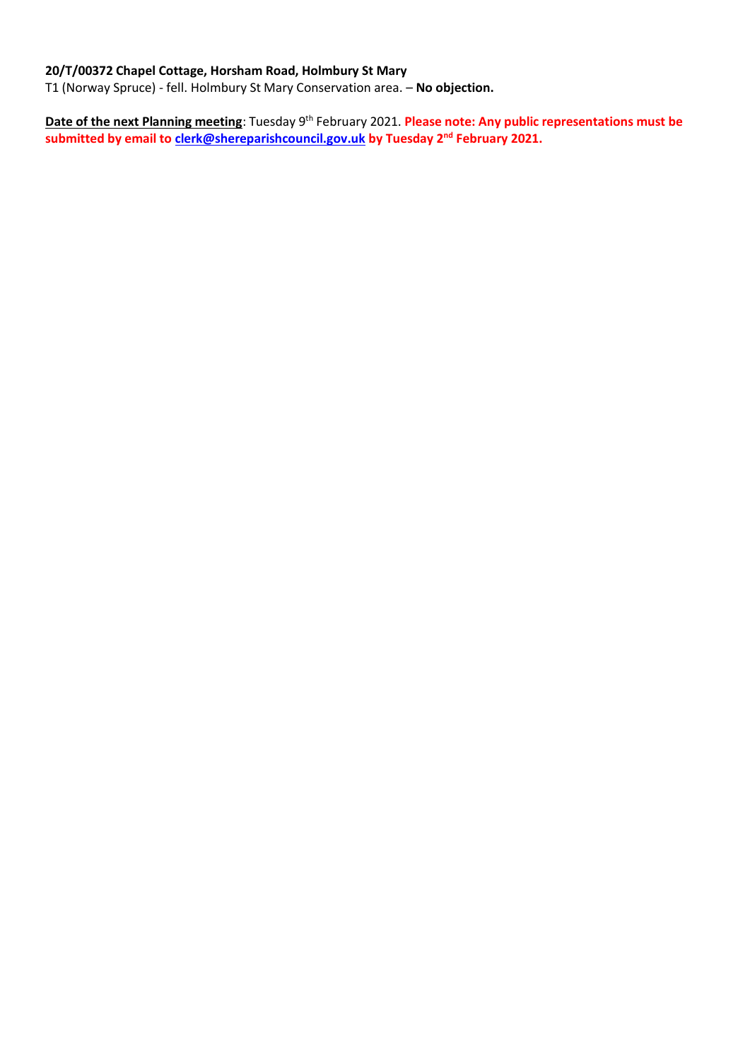**20/T/00372 Chapel Cottage, Horsham Road, Holmbury St Mary**
T1 (Norway Spruce) - fell. Holmbury St Mary Conservation area. – **No objection.**

**Date of the next Planning meeting**: Tuesday 9th February 2021. **Please note: Any public representations must be submitted by email to clerk@shereparishcouncil.gov.uk by Tuesday 2nd February 2021.**